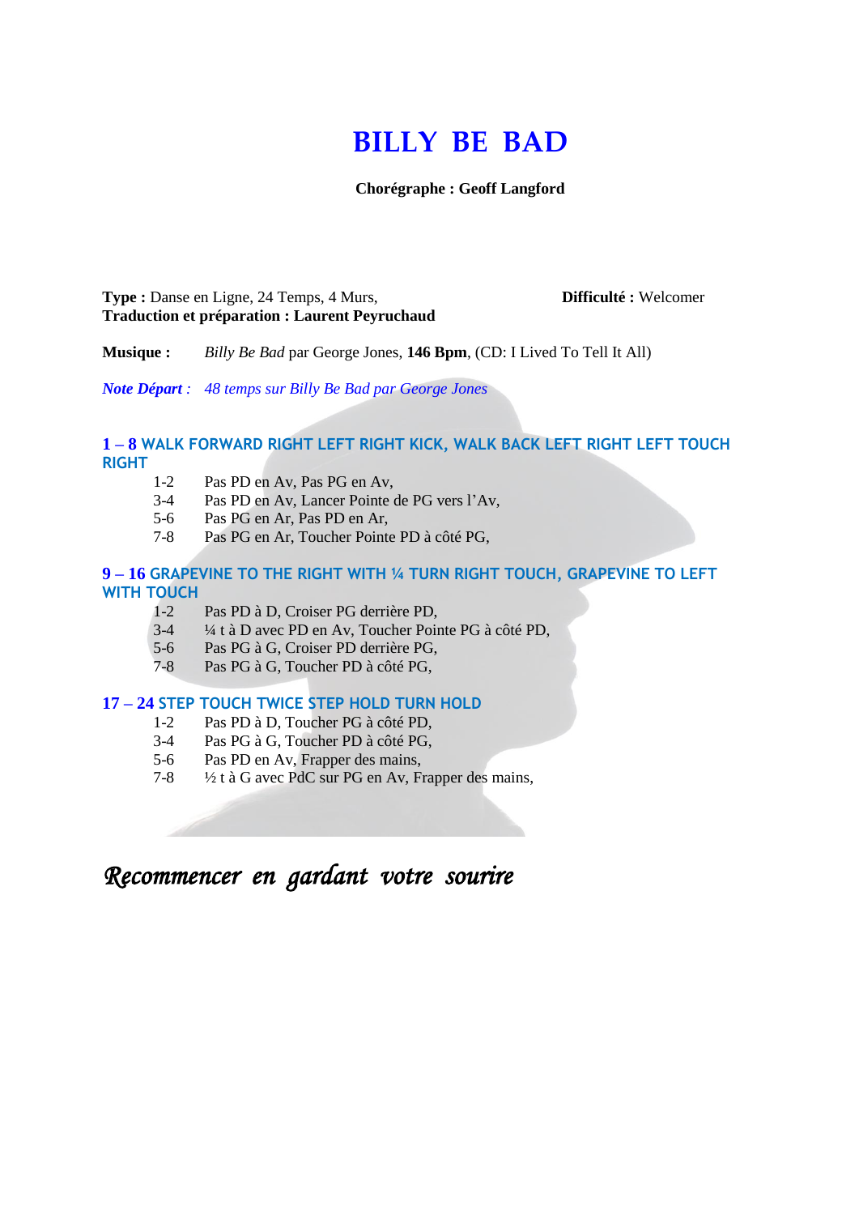# BILLY BE BAD

**Chorégraphe : Geoff Langford**

**Type :** Danse en Ligne, 24 Temps, 4 Murs, **Difficulté :** Welcomer
**Traduction et préparation : Laurent Peyruchaud**

**Musique :** *Billy Be Bad* par George Jones, **146 Bpm**, (CD: I Lived To Tell It All)

***Note Départ** : 48 temps sur Billy Be Bad par George Jones*

### 1 – 8 WALK FORWARD RIGHT LEFT RIGHT KICK, WALK BACK LEFT RIGHT LEFT TOUCH RIGHT

- 1-2 Pas PD en Av, Pas PG en Av,
- 3-4 Pas PD en Av, Lancer Pointe de PG vers l'Av,
- 5-6 Pas PG en Ar, Pas PD en Ar,
- 7-8 Pas PG en Ar, Toucher Pointe PD à côté PG,

### 9 – 16 GRAPEVINE TO THE RIGHT WITH ¼ TURN RIGHT TOUCH, GRAPEVINE TO LEFT WITH TOUCH

- 1-2 Pas PD à D, Croiser PG derrière PD,
- 3-4 ¼ t à D avec PD en Av, Toucher Pointe PG à côté PD,
- 5-6 Pas PG à G, Croiser PD derrière PG,
- 7-8 Pas PG à G, Toucher PD à côté PG,

### 17 – 24 STEP TOUCH TWICE STEP HOLD TURN HOLD

- 1-2 Pas PD à D, Toucher PG à côté PD,
- 3-4 Pas PG à G, Toucher PD à côté PG,
- 5-6 Pas PD en Av, Frapper des mains,
- 7-8 ½ t à G avec PdC sur PG en Av, Frapper des mains,

*Recommencer en gardant votre sourire*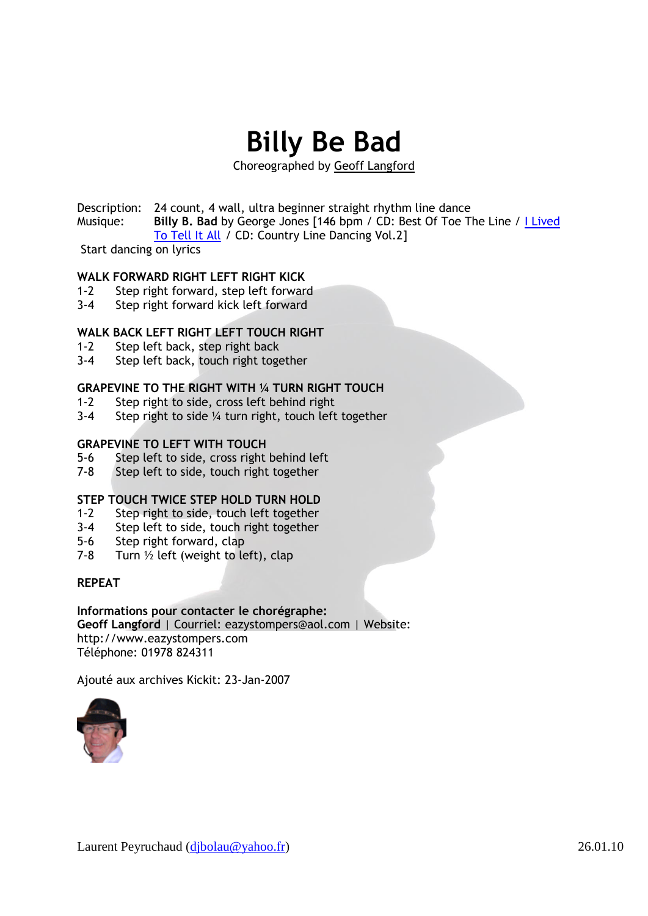# Billy Be Bad

Choreographed by Geoff Langford

Description: 24 count, 4 wall, ultra beginner straight rhythm line dance
Musique: **Billy B. Bad** by George Jones [146 bpm / CD: Best Of Toe The Line / I Lived To Tell It All / CD: Country Line Dancing Vol.2]
Start dancing on lyrics

**WALK FORWARD RIGHT LEFT RIGHT KICK**
1-2 Step right forward, step left forward
3-4 Step right forward kick left forward

**WALK BACK LEFT RIGHT LEFT TOUCH RIGHT**
1-2 Step left back, step right back
3-4 Step left back, touch right together

**GRAPEVINE TO THE RIGHT WITH ¼ TURN RIGHT TOUCH**
1-2 Step right to side, cross left behind right
3-4 Step right to side ¼ turn right, touch left together

**GRAPEVINE TO LEFT WITH TOUCH**
5-6 Step left to side, cross right behind left
7-8 Step left to side, touch right together

**STEP TOUCH TWICE STEP HOLD TURN HOLD**
1-2 Step right to side, touch left together
3-4 Step left to side, touch right together
5-6 Step right forward, clap
7-8 Turn ½ left (weight to left), clap

**REPEAT**

**Informations pour contacter le chorégraphe:**
**Geoff Langford** | Courriel: eazystompers@aol.com | Website: http://www.eazystompers.com
Téléphone: 01978 824311

Ajouté aux archives Kickit: 23-Jan-2007

Laurent Peyruchaud (djbolau@yahoo.fr) 26.01.10